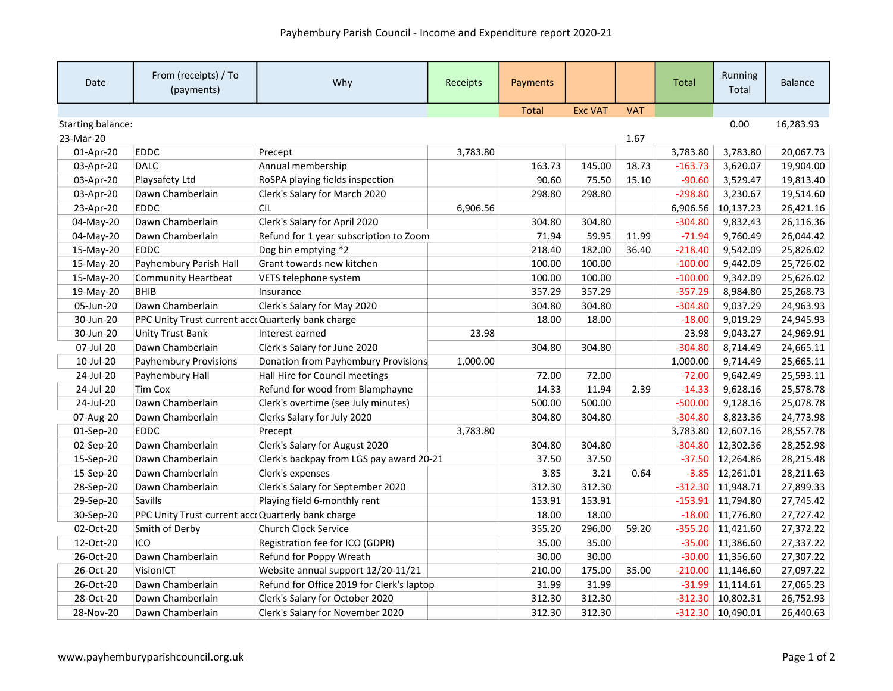# Payhembury Parish Council - Income and Expenditure report 2020-21

| Date | From (receipts) / To (payments) | Why | Receipts | Payments | | | Total | Running Total | Balance |
|---|---|---|---|---|---|---|---|---|---|
| | | | | Total | Exc VAT | VAT | | | |
| Starting balance: | | | | | | | | 0.00 | 16,283.93 |
| 23-Mar-20 | | | | | | 1.67 | | | |
| 01-Apr-20 | EDDC | Precept | 3,783.80 | | | | 3,783.80 | 3,783.80 | 20,067.73 |
| 03-Apr-20 | DALC | Annual membership | | 163.73 | 145.00 | 18.73 | -163.73 | 3,620.07 | 19,904.00 |
| 03-Apr-20 | Playsafety Ltd | RoSPA playing fields inspection | | 90.60 | 75.50 | 15.10 | -90.60 | 3,529.47 | 19,813.40 |
| 03-Apr-20 | Dawn Chamberlain | Clerk's Salary for March 2020 | | 298.80 | 298.80 | | -298.80 | 3,230.67 | 19,514.60 |
| 23-Apr-20 | EDDC | CIL | 6,906.56 | | | | 6,906.56 | 10,137.23 | 26,421.16 |
| 04-May-20 | Dawn Chamberlain | Clerk's Salary for April 2020 | | 304.80 | 304.80 | | -304.80 | 9,832.43 | 26,116.36 |
| 04-May-20 | Dawn Chamberlain | Refund for 1 year subscription to Zoom | | 71.94 | 59.95 | 11.99 | -71.94 | 9,760.49 | 26,044.42 |
| 15-May-20 | EDDC | Dog bin emptying *2 | | 218.40 | 182.00 | 36.40 | -218.40 | 9,542.09 | 25,826.02 |
| 15-May-20 | Payhembury Parish Hall | Grant towards new kitchen | | 100.00 | 100.00 | | -100.00 | 9,442.09 | 25,726.02 |
| 15-May-20 | Community Heartbeat | VETS telephone system | | 100.00 | 100.00 | | -100.00 | 9,342.09 | 25,626.02 |
| 19-May-20 | BHIB | Insurance | | 357.29 | 357.29 | | -357.29 | 8,984.80 | 25,268.73 |
| 05-Jun-20 | Dawn Chamberlain | Clerk's Salary for May 2020 | | 304.80 | 304.80 | | -304.80 | 9,037.29 | 24,963.93 |
| 30-Jun-20 | PPC Unity Trust current acc | Quarterly bank charge | | 18.00 | 18.00 | | -18.00 | 9,019.29 | 24,945.93 |
| 30-Jun-20 | Unity Trust Bank | Interest earned | 23.98 | | | | 23.98 | 9,043.27 | 24,969.91 |
| 07-Jul-20 | Dawn Chamberlain | Clerk's Salary for June 2020 | | 304.80 | 304.80 | | -304.80 | 8,714.49 | 24,665.11 |
| 10-Jul-20 | Payhembury Provisions | Donation from Payhembury Provisions | 1,000.00 | | | | 1,000.00 | 9,714.49 | 25,665.11 |
| 24-Jul-20 | Payhembury Hall | Hall Hire for Council meetings | | 72.00 | 72.00 | | -72.00 | 9,642.49 | 25,593.11 |
| 24-Jul-20 | Tim Cox | Refund for wood from Blamphayne | | 14.33 | 11.94 | 2.39 | -14.33 | 9,628.16 | 25,578.78 |
| 24-Jul-20 | Dawn Chamberlain | Clerk's overtime (see July minutes) | | 500.00 | 500.00 | | -500.00 | 9,128.16 | 25,078.78 |
| 07-Aug-20 | Dawn Chamberlain | Clerks Salary for July 2020 | | 304.80 | 304.80 | | -304.80 | 8,823.36 | 24,773.98 |
| 01-Sep-20 | EDDC | Precept | 3,783.80 | | | | 3,783.80 | 12,607.16 | 28,557.78 |
| 02-Sep-20 | Dawn Chamberlain | Clerk's Salary for August 2020 | | 304.80 | 304.80 | | -304.80 | 12,302.36 | 28,252.98 |
| 15-Sep-20 | Dawn Chamberlain | Clerk's backpay from LGS pay award 20-21 | | 37.50 | 37.50 | | -37.50 | 12,264.86 | 28,215.48 |
| 15-Sep-20 | Dawn Chamberlain | Clerk's expenses | | 3.85 | 3.21 | 0.64 | -3.85 | 12,261.01 | 28,211.63 |
| 28-Sep-20 | Dawn Chamberlain | Clerk's Salary for September 2020 | | 312.30 | 312.30 | | -312.30 | 11,948.71 | 27,899.33 |
| 29-Sep-20 | Savills | Playing field 6-monthly rent | | 153.91 | 153.91 | | -153.91 | 11,794.80 | 27,745.42 |
| 30-Sep-20 | PPC Unity Trust current acc | Quarterly bank charge | | 18.00 | 18.00 | | -18.00 | 11,776.80 | 27,727.42 |
| 02-Oct-20 | Smith of Derby | Church Clock Service | | 355.20 | 296.00 | 59.20 | -355.20 | 11,421.60 | 27,372.22 |
| 12-Oct-20 | ICO | Registration fee for ICO (GDPR) | | 35.00 | 35.00 | | -35.00 | 11,386.60 | 27,337.22 |
| 26-Oct-20 | Dawn Chamberlain | Refund for Poppy Wreath | | 30.00 | 30.00 | | -30.00 | 11,356.60 | 27,307.22 |
| 26-Oct-20 | VisionICT | Website annual support 12/20-11/21 | | 210.00 | 175.00 | 35.00 | -210.00 | 11,146.60 | 27,097.22 |
| 26-Oct-20 | Dawn Chamberlain | Refund for Office 2019 for Clerk's laptop | | 31.99 | 31.99 | | -31.99 | 11,114.61 | 27,065.23 |
| 28-Oct-20 | Dawn Chamberlain | Clerk's Salary for October 2020 | | 312.30 | 312.30 | | -312.30 | 10,802.31 | 26,752.93 |
| 28-Nov-20 | Dawn Chamberlain | Clerk's Salary for November 2020 | | 312.30 | 312.30 | | -312.30 | 10,490.01 | 26,440.63 |

www.payhemburyparishcouncil.org.uk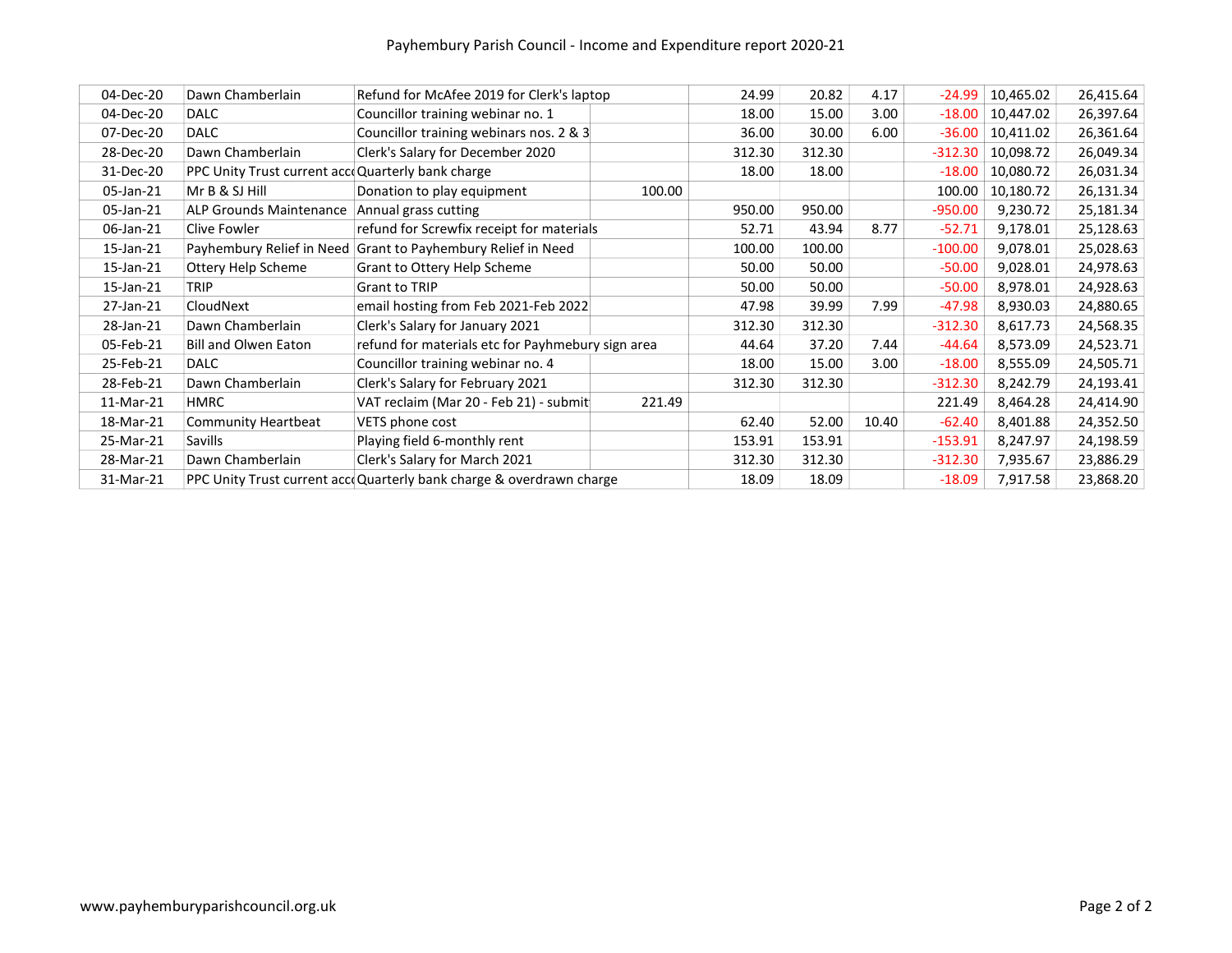# Payhembury Parish Council - Income and Expenditure report 2020-21

| | | | | | | | | | |
|---|---|---|---|---|---|---|---|---|---|
| 04-Dec-20 | Dawn Chamberlain | Refund for McAfee 2019 for Clerk's laptop | | 24.99 | 20.82 | 4.17 | -24.99 | 10,465.02 | 26,415.64 |
| 04-Dec-20 | DALC | Councillor training webinar no. 1 | | 18.00 | 15.00 | 3.00 | -18.00 | 10,447.02 | 26,397.64 |
| 07-Dec-20 | DALC | Councillor training webinars nos. 2 & 3 | | 36.00 | 30.00 | 6.00 | -36.00 | 10,411.02 | 26,361.64 |
| 28-Dec-20 | Dawn Chamberlain | Clerk's Salary for December 2020 | | 312.30 | 312.30 | | -312.30 | 10,098.72 | 26,049.34 |
| 31-Dec-20 | PPC Unity Trust current acc | Quarterly bank charge | | 18.00 | 18.00 | | -18.00 | 10,080.72 | 26,031.34 |
| 05-Jan-21 | Mr B & SJ Hill | Donation to play equipment | 100.00 | | | | 100.00 | 10,180.72 | 26,131.34 |
| 05-Jan-21 | ALP Grounds Maintenance | Annual grass cutting | | 950.00 | 950.00 | | -950.00 | 9,230.72 | 25,181.34 |
| 06-Jan-21 | Clive Fowler | refund for Screwfix receipt for materials | | 52.71 | 43.94 | 8.77 | -52.71 | 9,178.01 | 25,128.63 |
| 15-Jan-21 | Payhembury Relief in Need | Grant to Payhembury Relief in Need | | 100.00 | 100.00 | | -100.00 | 9,078.01 | 25,028.63 |
| 15-Jan-21 | Ottery Help Scheme | Grant to Ottery Help Scheme | | 50.00 | 50.00 | | -50.00 | 9,028.01 | 24,978.63 |
| 15-Jan-21 | TRIP | Grant to TRIP | | 50.00 | 50.00 | | -50.00 | 8,978.01 | 24,928.63 |
| 27-Jan-21 | CloudNext | email hosting from Feb 2021-Feb 2022 | | 47.98 | 39.99 | 7.99 | -47.98 | 8,930.03 | 24,880.65 |
| 28-Jan-21 | Dawn Chamberlain | Clerk's Salary for January 2021 | | 312.30 | 312.30 | | -312.30 | 8,617.73 | 24,568.35 |
| 05-Feb-21 | Bill and Olwen Eaton | refund for materials etc for Payhmebury sign area | | 44.64 | 37.20 | 7.44 | -44.64 | 8,573.09 | 24,523.71 |
| 25-Feb-21 | DALC | Councillor training webinar no. 4 | | 18.00 | 15.00 | 3.00 | -18.00 | 8,555.09 | 24,505.71 |
| 28-Feb-21 | Dawn Chamberlain | Clerk's Salary for February 2021 | | 312.30 | 312.30 | | -312.30 | 8,242.79 | 24,193.41 |
| 11-Mar-21 | HMRC | VAT reclaim (Mar 20 - Feb 21) - submit | 221.49 | | | | 221.49 | 8,464.28 | 24,414.90 |
| 18-Mar-21 | Community Heartbeat | VETS phone cost | | 62.40 | 52.00 | 10.40 | -62.40 | 8,401.88 | 24,352.50 |
| 25-Mar-21 | Savills | Playing field 6-monthly rent | | 153.91 | 153.91 | | -153.91 | 8,247.97 | 24,198.59 |
| 28-Mar-21 | Dawn Chamberlain | Clerk's Salary for March 2021 | | 312.30 | 312.30 | | -312.30 | 7,935.67 | 23,886.29 |
| 31-Mar-21 | PPC Unity Trust current acc | Quarterly bank charge & overdrawn charge | | 18.09 | 18.09 | | -18.09 | 7,917.58 | 23,868.20 |

www.payhemburyparishcouncil.org.uk